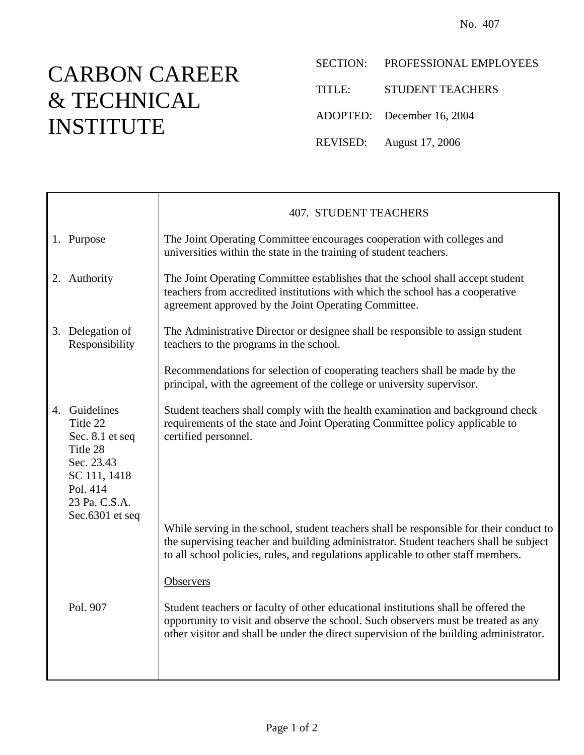No. 407

# CARBON CAREER & TECHNICAL INSTITUTE

SECTION: PROFESSIONAL EMPLOYEES

TITLE: STUDENT TEACHERS

ADOPTED: December 16, 2004

REVISED: August 17, 2006

## 407. STUDENT TEACHERS

| | |
|---|---|
| 1. Purpose | The Joint Operating Committee encourages cooperation with colleges and universities within the state in the training of student teachers. |
| 2. Authority | The Joint Operating Committee establishes that the school shall accept student teachers from accredited institutions with which the school has a cooperative agreement approved by the Joint Operating Committee. |
| 3. Delegation of Responsibility | The Administrative Director or designee shall be responsible to assign student teachers to the programs in the school. |
| | Recommendations for selection of cooperating teachers shall be made by the principal, with the agreement of the college or university supervisor. |
| 4. Guidelines<br>Title 22<br>Sec. 8.1 et seq<br>Title 28<br>Sec. 23.43<br>SC 111, 1418<br>Pol. 414<br>23 Pa. C.S.A.<br>Sec.6301 et seq | Student teachers shall comply with the health examination and background check requirements of the state and Joint Operating Committee policy applicable to certified personnel. |
| | While serving in the school, student teachers shall be responsible for their conduct to the supervising teacher and building administrator. Student teachers shall be subject to all school policies, rules, and regulations applicable to other staff members. |
| | <u>Observers</u> |
| Pol. 907 | Student teachers or faculty of other educational institutions shall be offered the opportunity to visit and observe the school. Such observers must be treated as any other visitor and shall be under the direct supervision of the building administrator. |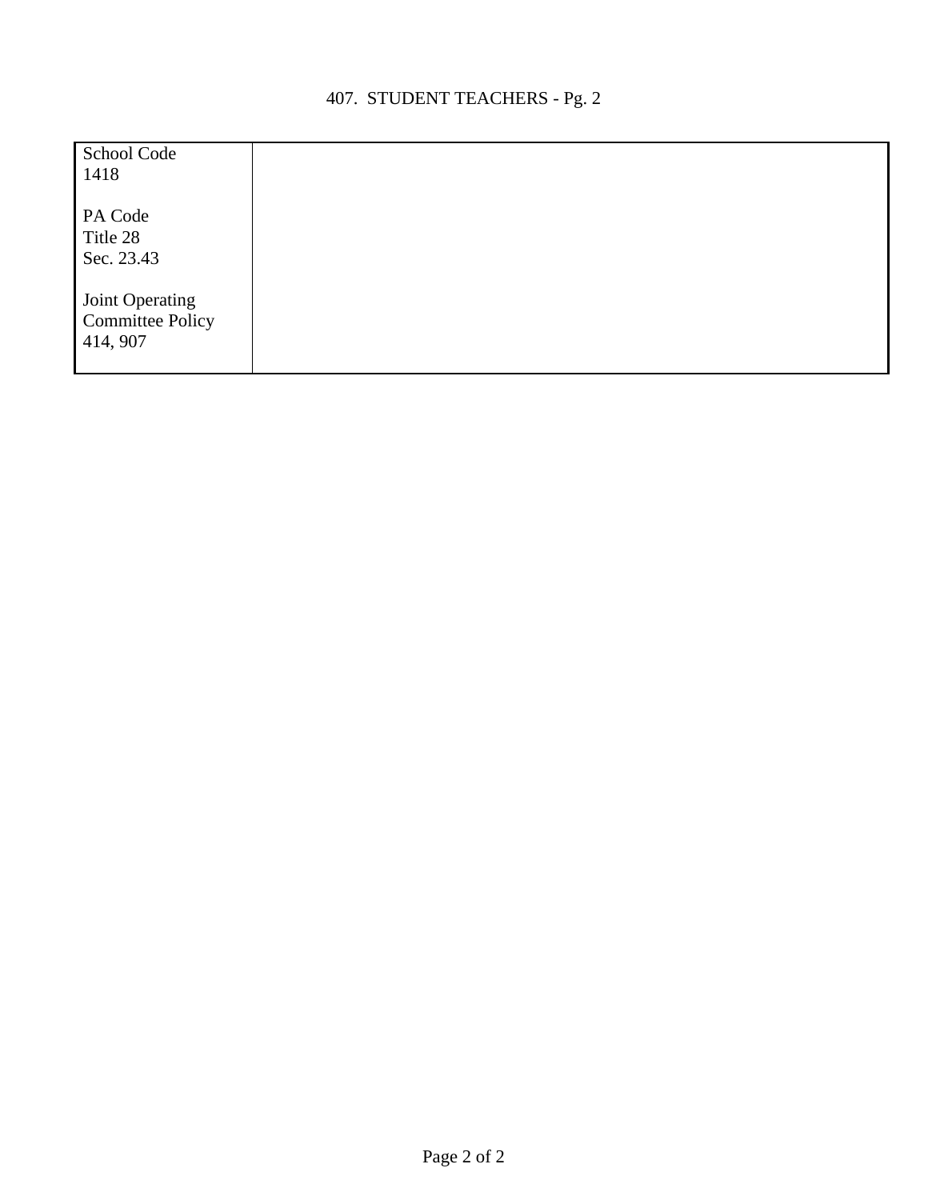| | |
|---|---|
| School Code<br>1418<br><br>PA Code<br>Title 28<br>Sec. 23.43<br><br>Joint Operating<br>Committee Policy<br>414, 907 | |